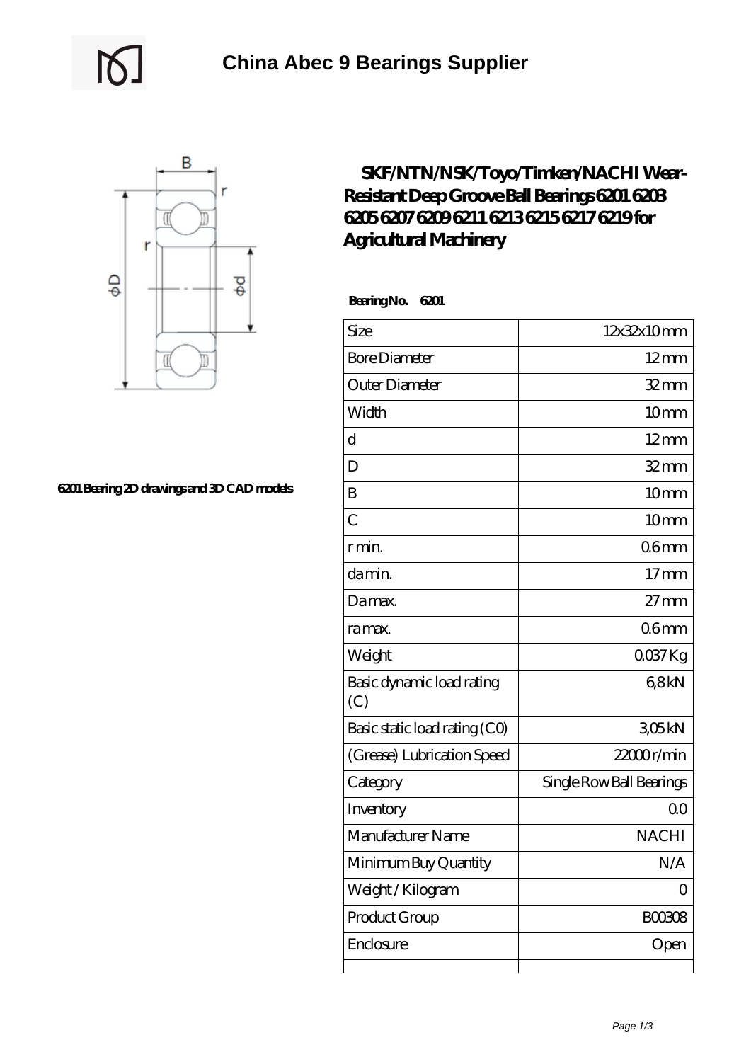# China Abec 9 Bearings Supplier

6201 Bearing 2D drawings and 3D CAD models

## SKF/NTN/NSK/Toyo/Timken/NACHI Wear-Resistant Deep Groove Ball Bearings 6201 6203 6205 6207 6209 6211 6213 6215 6217 6219 for Agricultural Machinery

**Bearing No. 6201**

| Size | 12x32x10 mm |
| --- | --- |
| Bore Diameter | 12 mm |
| Outer Diameter | 32 mm |
| Width | 10 mm |
| d | 12 mm |
| D | 32 mm |
| B | 10 mm |
| C | 10 mm |
| r min. | 0.6 mm |
| da min. | 17 mm |
| Da max. | 27 mm |
| ra max. | 0.6 mm |
| Weight | 0.037 Kg |
| Basic dynamic load rating (C) | 6,8 kN |
| Basic static load rating (C0) | 3,05 kN |
| (Grease) Lubrication Speed | 22000 r/min |
| Category | Single Row Ball Bearings |
| Inventory | 0.0 |
| Manufacturer Name | NACHI |
| Minimum Buy Quantity | N/A |
| Weight / Kilogram | 0 |
| Product Group | B00308 |
| Enclosure | Open |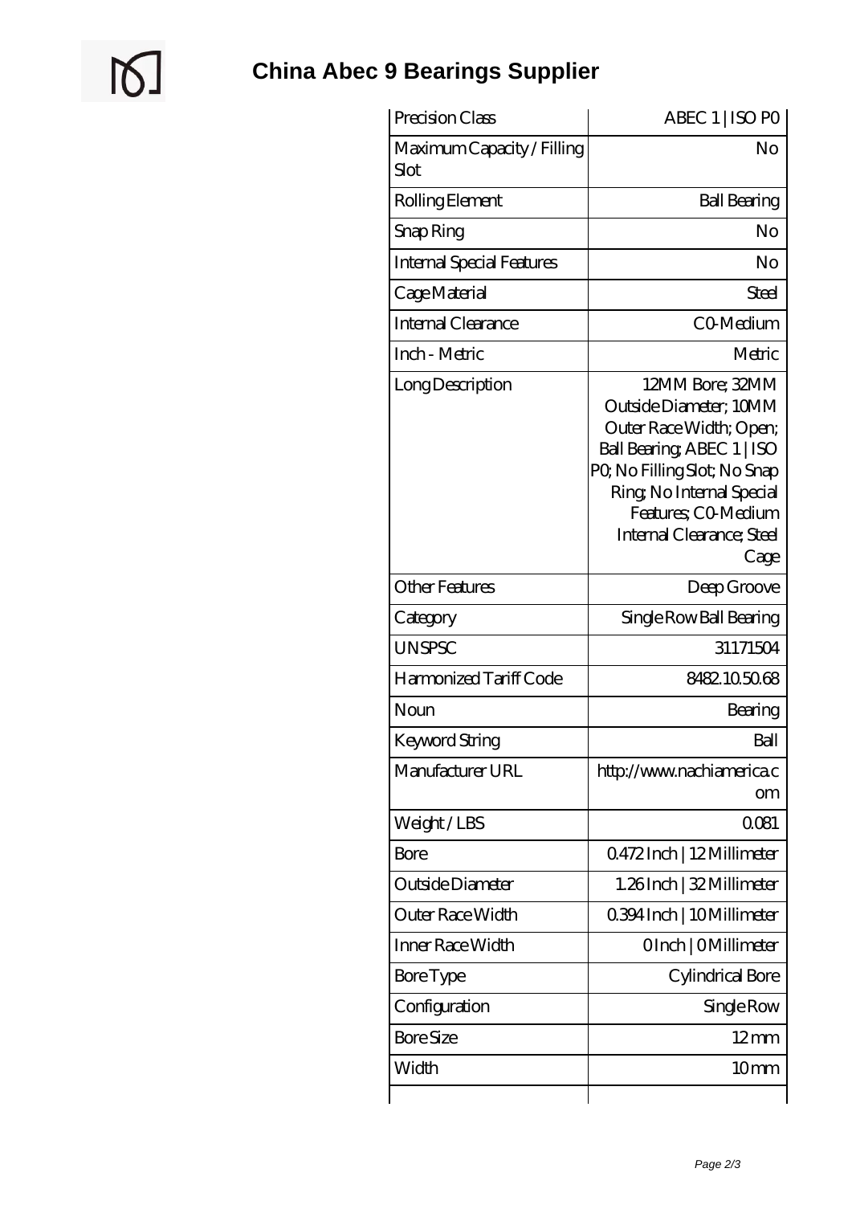# China Abec 9 Bearings Supplier

| Precision Class | ABEC 1 \| ISO P0 |
|---|---|
| Maximum Capacity / Filling Slot | No |
| Rolling Element | Ball Bearing |
| Snap Ring | No |
| Internal Special Features | No |
| Cage Material | Steel |
| Internal Clearance | C0-Medium |
| Inch - Metric | Metric |
| Long Description | 12MM Bore; 32MM Outside Diameter; 10MM Outer Race Width; Open; Ball Bearing; ABEC 1 \| ISO P0; No Filling Slot; No Snap Ring; No Internal Special Features; C0-Medium Internal Clearance; Steel Cage |
| Other Features | Deep Groove |
| Category | Single Row Ball Bearing |
| UNSPSC | 31171504 |
| Harmonized Tariff Code | 8482.10.50.68 |
| Noun | Bearing |
| Keyword String | Ball |
| Manufacturer URL | http://www.nachiamerica.com |
| Weight / LBS | 0.081 |
| Bore | 0.472 Inch \| 12 Millimeter |
| Outside Diameter | 1.26 Inch \| 32 Millimeter |
| Outer Race Width | 0.394 Inch \| 10 Millimeter |
| Inner Race Width | 0 Inch \| 0 Millimeter |
| Bore Type | Cylindrical Bore |
| Configuration | Single Row |
| Bore Size | 12 mm |
| Width | 10 mm |
| | |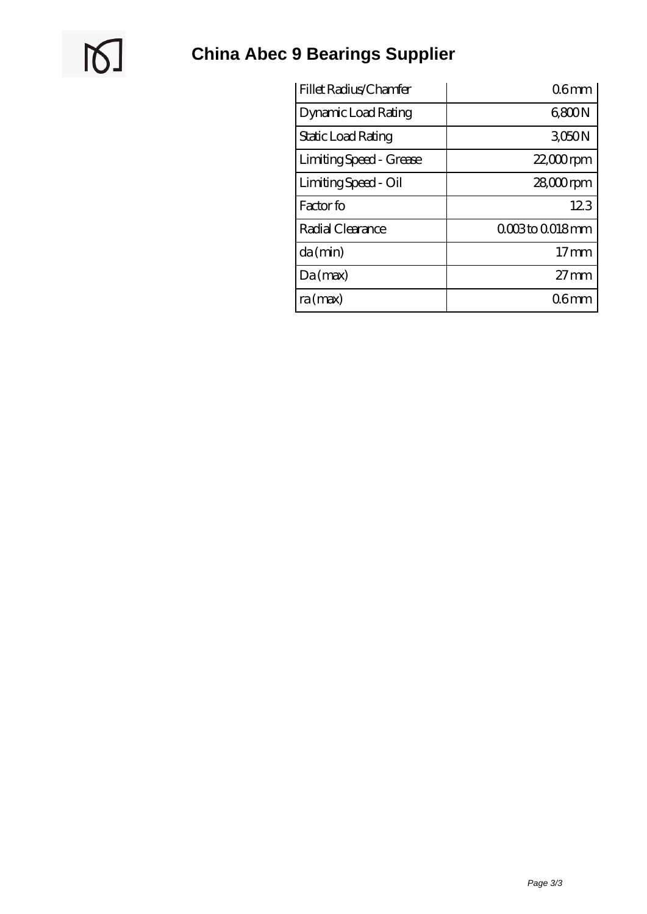# China Abec 9 Bearings Supplier

| | |
|---|---|
| Fillet Radius/Chamfer | 0.6 mm |
| Dynamic Load Rating | 6,800 N |
| Static Load Rating | 3,050 N |
| Limiting Speed - Grease | 22,000 rpm |
| Limiting Speed - Oil | 28,000 rpm |
| Factor fo | 12.3 |
| Radial Clearance | 0.003 to 0.018 mm |
| da (min) | 17 mm |
| Da (max) | 27 mm |
| ra (max) | 0.6 mm |